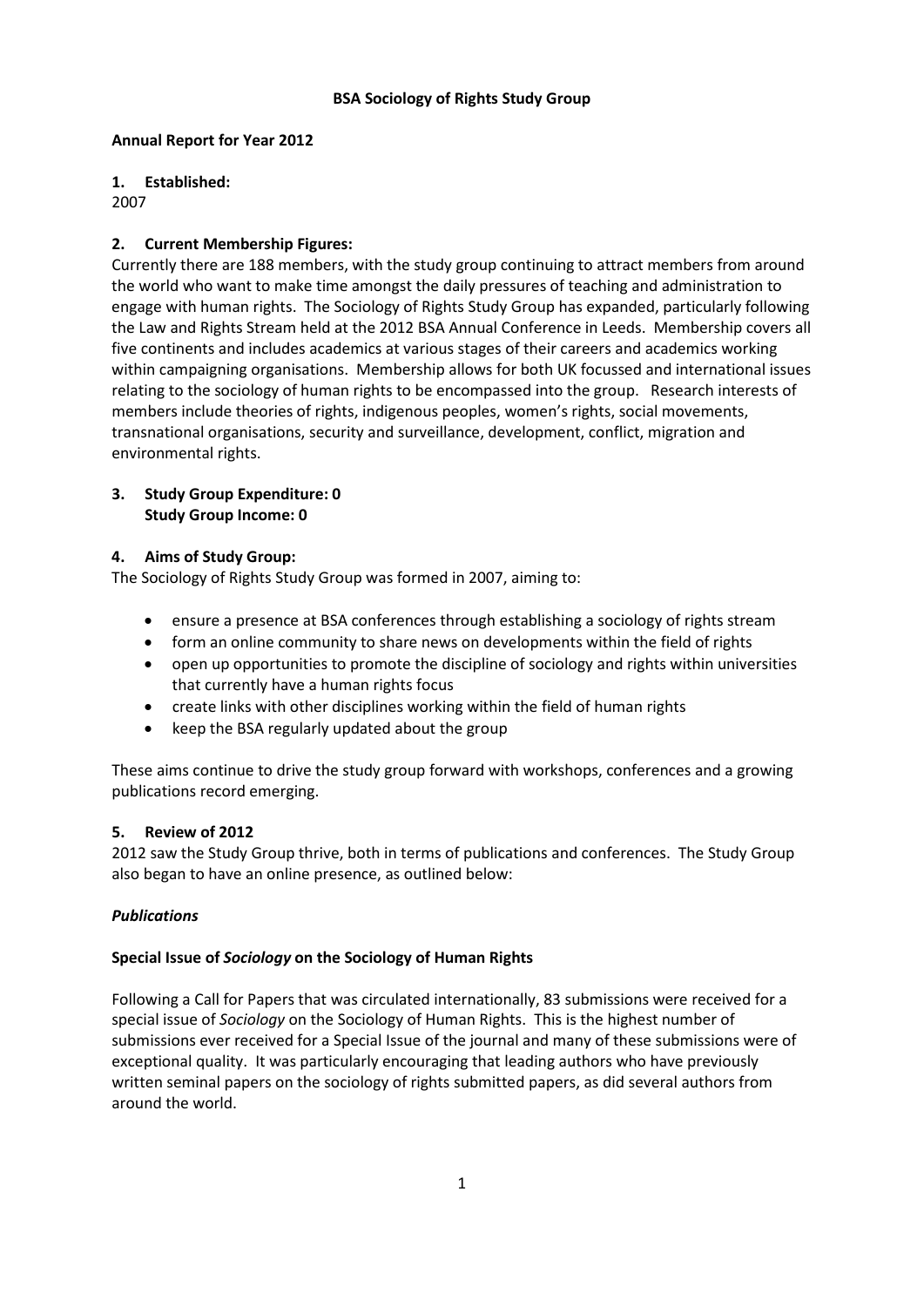**BSA Sociology of Rights Study Group**

**Annual Report for Year 2012**

**1. Established:**

2007

**2. Current Membership Figures:**

Currently there are 188 members, with the study group continuing to attract members from around the world who want to make time amongst the daily pressures of teaching and administration to engage with human rights. The Sociology of Rights Study Group has expanded, particularly following the Law and Rights Stream held at the 2012 BSA Annual Conference in Leeds. Membership covers all five continents and includes academics at various stages of their careers and academics working within campaigning organisations. Membership allows for both UK focussed and international issues relating to the sociology of human rights to be encompassed into the group. Research interests of members include theories of rights, indigenous peoples, women's rights, social movements, transnational organisations, security and surveillance, development, conflict, migration and environmental rights.

**3. Study Group Expenditure: 0**
**Study Group Income: 0**

**4. Aims of Study Group:**

The Sociology of Rights Study Group was formed in 2007, aiming to:

- ensure a presence at BSA conferences through establishing a sociology of rights stream
- form an online community to share news on developments within the field of rights
- open up opportunities to promote the discipline of sociology and rights within universities that currently have a human rights focus
- create links with other disciplines working within the field of human rights
- keep the BSA regularly updated about the group

These aims continue to drive the study group forward with workshops, conferences and a growing publications record emerging.

**5. Review of 2012**

2012 saw the Study Group thrive, both in terms of publications and conferences. The Study Group also began to have an online presence, as outlined below:

***Publications***

**Special Issue of *Sociology* on the Sociology of Human Rights**

Following a Call for Papers that was circulated internationally, 83 submissions were received for a special issue of *Sociology* on the Sociology of Human Rights. This is the highest number of submissions ever received for a Special Issue of the journal and many of these submissions were of exceptional quality. It was particularly encouraging that leading authors who have previously written seminal papers on the sociology of rights submitted papers, as did several authors from around the world.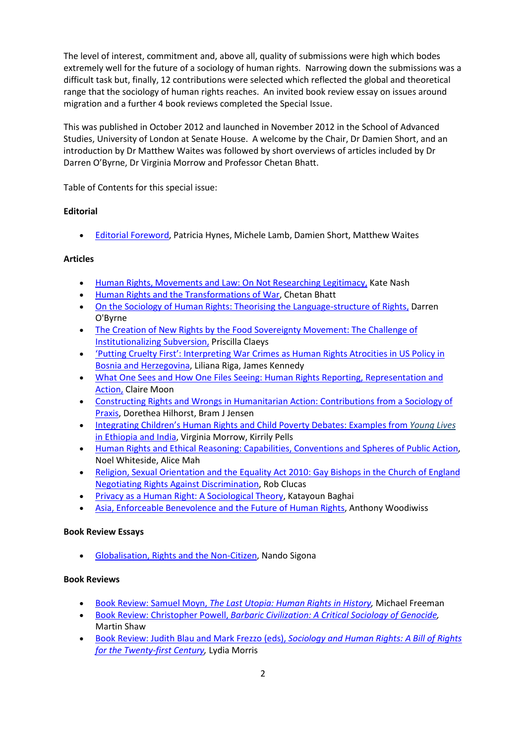The level of interest, commitment and, above all, quality of submissions were high which bodes extremely well for the future of a sociology of human rights. Narrowing down the submissions was a difficult task but, finally, 12 contributions were selected which reflected the global and theoretical range that the sociology of human rights reaches. An invited book review essay on issues around migration and a further 4 book reviews completed the Special Issue.

This was published in October 2012 and launched in November 2012 in the School of Advanced Studies, University of London at Senate House. A welcome by the Chair, Dr Damien Short, and an introduction by Dr Matthew Waites was followed by short overviews of articles included by Dr Darren O'Byrne, Dr Virginia Morrow and Professor Chetan Bhatt.

Table of Contents for this special issue:

**Editorial**

- Editorial Foreword, Patricia Hynes, Michele Lamb, Damien Short, Matthew Waites

**Articles**

- Human Rights, Movements and Law: On Not Researching Legitimacy, Kate Nash
- Human Rights and the Transformations of War, Chetan Bhatt
- On the Sociology of Human Rights: Theorising the Language-structure of Rights, Darren O'Byrne
- The Creation of New Rights by the Food Sovereignty Movement: The Challenge of Institutionalizing Subversion, Priscilla Claeys
- 'Putting Cruelty First': Interpreting War Crimes as Human Rights Atrocities in US Policy in Bosnia and Herzegovina, Liliana Riga, James Kennedy
- What One Sees and How One Files Seeing: Human Rights Reporting, Representation and Action, Claire Moon
- Constructing Rights and Wrongs in Humanitarian Action: Contributions from a Sociology of Praxis, Dorethea Hilhorst, Bram J Jensen
- Integrating Children's Human Rights and Child Poverty Debates: Examples from *Young Lives* in Ethiopia and India, Virginia Morrow, Kirrily Pells
- Human Rights and Ethical Reasoning: Capabilities, Conventions and Spheres of Public Action, Noel Whiteside, Alice Mah
- Religion, Sexual Orientation and the Equality Act 2010: Gay Bishops in the Church of England Negotiating Rights Against Discrimination, Rob Clucas
- Privacy as a Human Right: A Sociological Theory, Katayoun Baghai
- Asia, Enforceable Benevolence and the Future of Human Rights, Anthony Woodiwiss

**Book Review Essays**

- Globalisation, Rights and the Non-Citizen, Nando Sigona

**Book Reviews**

- Book Review: Samuel Moyn, *The Last Utopia: Human Rights in History*, Michael Freeman
- Book Review: Christopher Powell, *Barbaric Civilization: A Critical Sociology of Genocide*, Martin Shaw
- Book Review: Judith Blau and Mark Frezzo (eds), *Sociology and Human Rights: A Bill of Rights for the Twenty-first Century*, Lydia Morris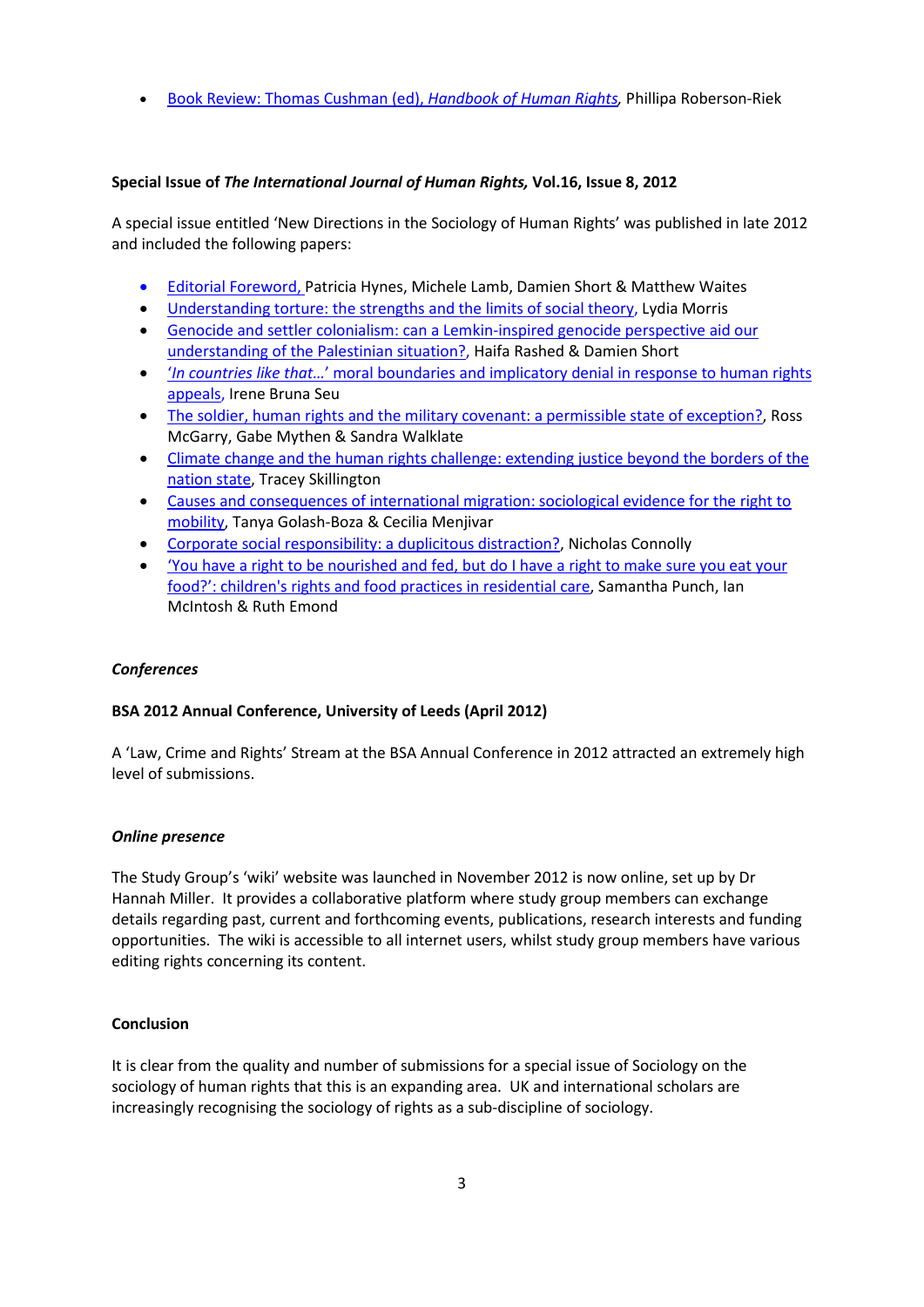- Book Review: Thomas Cushman (ed), *Handbook of Human Rights*, Phillipa Roberson-Riek

**Special Issue of *The International Journal of Human Rights,* Vol.16, Issue 8, 2012**

A special issue entitled 'New Directions in the Sociology of Human Rights' was published in late 2012 and included the following papers:

- Editorial Foreword, Patricia Hynes, Michele Lamb, Damien Short & Matthew Waites
- Understanding torture: the strengths and the limits of social theory, Lydia Morris
- Genocide and settler colonialism: can a Lemkin-inspired genocide perspective aid our understanding of the Palestinian situation?, Haifa Rashed & Damien Short
- '*In countries like that…*' moral boundaries and implicatory denial in response to human rights appeals, Irene Bruna Seu
- The soldier, human rights and the military covenant: a permissible state of exception?, Ross McGarry, Gabe Mythen & Sandra Walklate
- Climate change and the human rights challenge: extending justice beyond the borders of the nation state, Tracey Skillington
- Causes and consequences of international migration: sociological evidence for the right to mobility, Tanya Golash-Boza & Cecilia Menjivar
- Corporate social responsibility: a duplicitous distraction?, Nicholas Connolly
- 'You have a right to be nourished and fed, but do I have a right to make sure you eat your food?': children's rights and food practices in residential care, Samantha Punch, Ian McIntosh & Ruth Emond

***Conferences***

**BSA 2012 Annual Conference, University of Leeds (April 2012)**

A 'Law, Crime and Rights' Stream at the BSA Annual Conference in 2012 attracted an extremely high level of submissions.

***Online presence***

The Study Group's 'wiki' website was launched in November 2012 is now online, set up by Dr Hannah Miller. It provides a collaborative platform where study group members can exchange details regarding past, current and forthcoming events, publications, research interests and funding opportunities. The wiki is accessible to all internet users, whilst study group members have various editing rights concerning its content.

**Conclusion**

It is clear from the quality and number of submissions for a special issue of Sociology on the sociology of human rights that this is an expanding area. UK and international scholars are increasingly recognising the sociology of rights as a sub-discipline of sociology.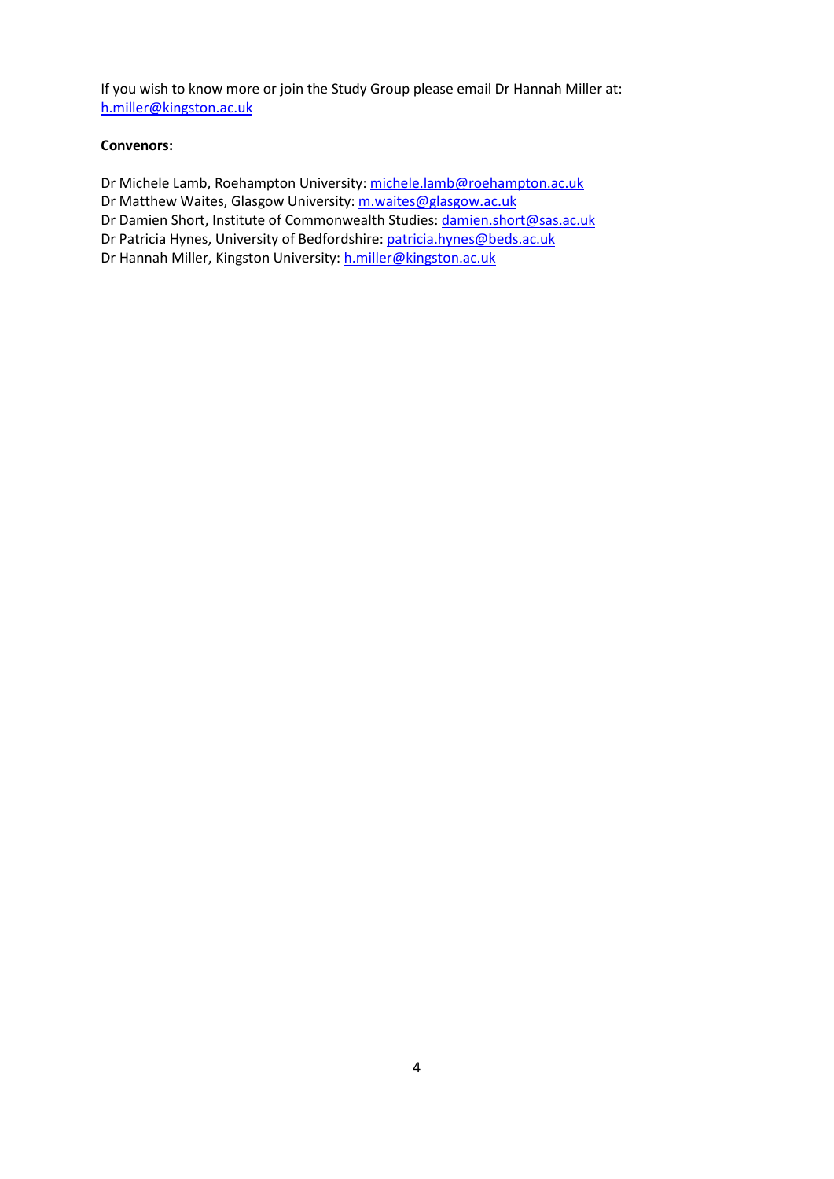If you wish to know more or join the Study Group please email Dr Hannah Miller at: h.miller@kingston.ac.uk

**Convenors:**

Dr Michele Lamb, Roehampton University: michele.lamb@roehampton.ac.uk
Dr Matthew Waites, Glasgow University: m.waites@glasgow.ac.uk
Dr Damien Short, Institute of Commonwealth Studies: damien.short@sas.ac.uk
Dr Patricia Hynes, University of Bedfordshire: patricia.hynes@beds.ac.uk
Dr Hannah Miller, Kingston University: h.miller@kingston.ac.uk